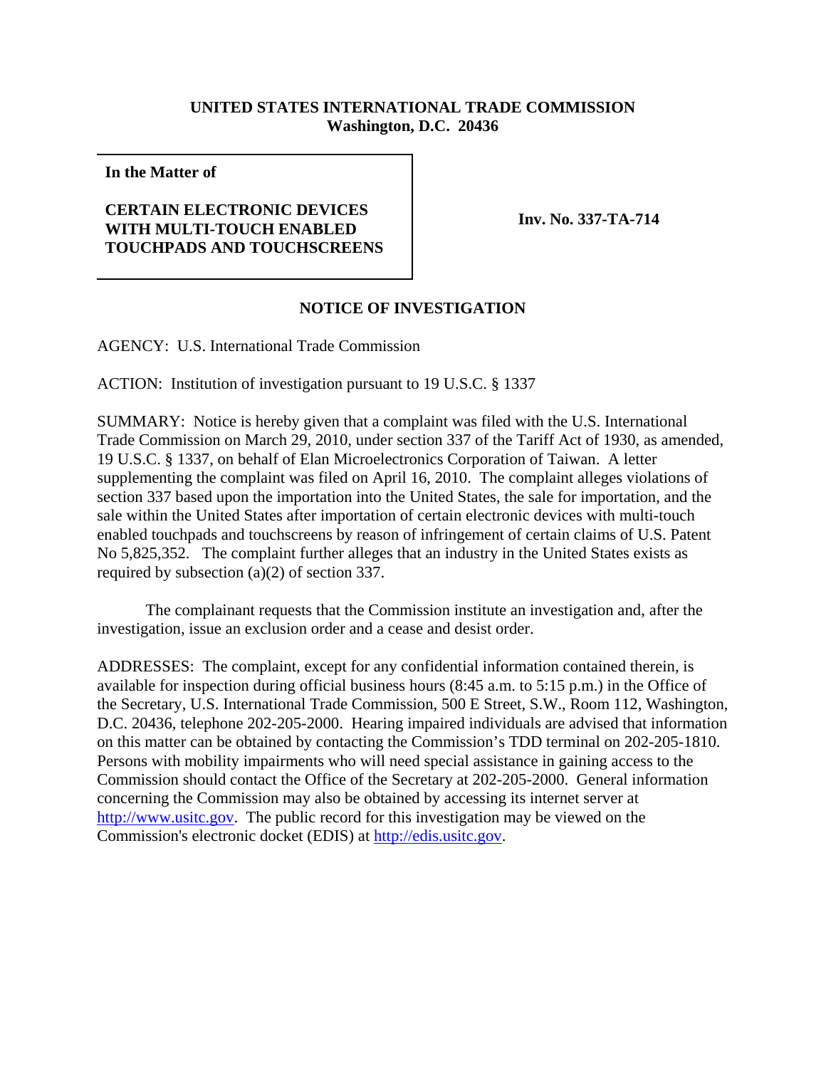**UNITED STATES INTERNATIONAL TRADE COMMISSION**
**Washington, D.C. 20436**

| **In the Matter of** <br><br> **CERTAIN ELECTRONIC DEVICES WITH MULTI-TOUCH ENABLED TOUCHPADS AND TOUCHSCREENS** | **Inv. No. 337-TA-714** |
|---|---|

## NOTICE OF INVESTIGATION

AGENCY: U.S. International Trade Commission

ACTION: Institution of investigation pursuant to 19 U.S.C. § 1337

SUMMARY: Notice is hereby given that a complaint was filed with the U.S. International Trade Commission on March 29, 2010, under section 337 of the Tariff Act of 1930, as amended, 19 U.S.C. § 1337, on behalf of Elan Microelectronics Corporation of Taiwan. A letter supplementing the complaint was filed on April 16, 2010. The complaint alleges violations of section 337 based upon the importation into the United States, the sale for importation, and the sale within the United States after importation of certain electronic devices with multi-touch enabled touchpads and touchscreens by reason of infringement of certain claims of U.S. Patent No 5,825,352. The complaint further alleges that an industry in the United States exists as required by subsection (a)(2) of section 337.

The complainant requests that the Commission institute an investigation and, after the investigation, issue an exclusion order and a cease and desist order.

ADDRESSES: The complaint, except for any confidential information contained therein, is available for inspection during official business hours (8:45 a.m. to 5:15 p.m.) in the Office of the Secretary, U.S. International Trade Commission, 500 E Street, S.W., Room 112, Washington, D.C. 20436, telephone 202-205-2000. Hearing impaired individuals are advised that information on this matter can be obtained by contacting the Commission's TDD terminal on 202-205-1810. Persons with mobility impairments who will need special assistance in gaining access to the Commission should contact the Office of the Secretary at 202-205-2000. General information concerning the Commission may also be obtained by accessing its internet server at http://www.usitc.gov. The public record for this investigation may be viewed on the Commission's electronic docket (EDIS) at http://edis.usitc.gov.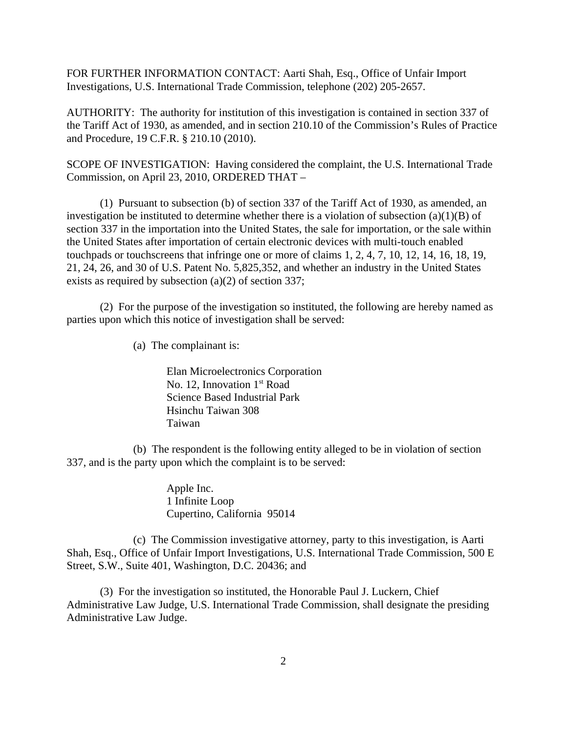FOR FURTHER INFORMATION CONTACT: Aarti Shah, Esq., Office of Unfair Import Investigations, U.S. International Trade Commission, telephone (202) 205-2657.

AUTHORITY: The authority for institution of this investigation is contained in section 337 of the Tariff Act of 1930, as amended, and in section 210.10 of the Commission's Rules of Practice and Procedure, 19 C.F.R. § 210.10 (2010).

SCOPE OF INVESTIGATION: Having considered the complaint, the U.S. International Trade Commission, on April 23, 2010, ORDERED THAT –

(1) Pursuant to subsection (b) of section 337 of the Tariff Act of 1930, as amended, an investigation be instituted to determine whether there is a violation of subsection (a)(1)(B) of section 337 in the importation into the United States, the sale for importation, or the sale within the United States after importation of certain electronic devices with multi-touch enabled touchpads or touchscreens that infringe one or more of claims 1, 2, 4, 7, 10, 12, 14, 16, 18, 19, 21, 24, 26, and 30 of U.S. Patent No. 5,825,352, and whether an industry in the United States exists as required by subsection (a)(2) of section 337;

(2) For the purpose of the investigation so instituted, the following are hereby named as parties upon which this notice of investigation shall be served:

(a) The complainant is:

Elan Microelectronics Corporation
No. 12, Innovation 1st Road
Science Based Industrial Park
Hsinchu Taiwan 308
Taiwan

(b) The respondent is the following entity alleged to be in violation of section 337, and is the party upon which the complaint is to be served:

Apple Inc.
1 Infinite Loop
Cupertino, California 95014

(c) The Commission investigative attorney, party to this investigation, is Aarti Shah, Esq., Office of Unfair Import Investigations, U.S. International Trade Commission, 500 E Street, S.W., Suite 401, Washington, D.C. 20436; and

(3) For the investigation so instituted, the Honorable Paul J. Luckern, Chief Administrative Law Judge, U.S. International Trade Commission, shall designate the presiding Administrative Law Judge.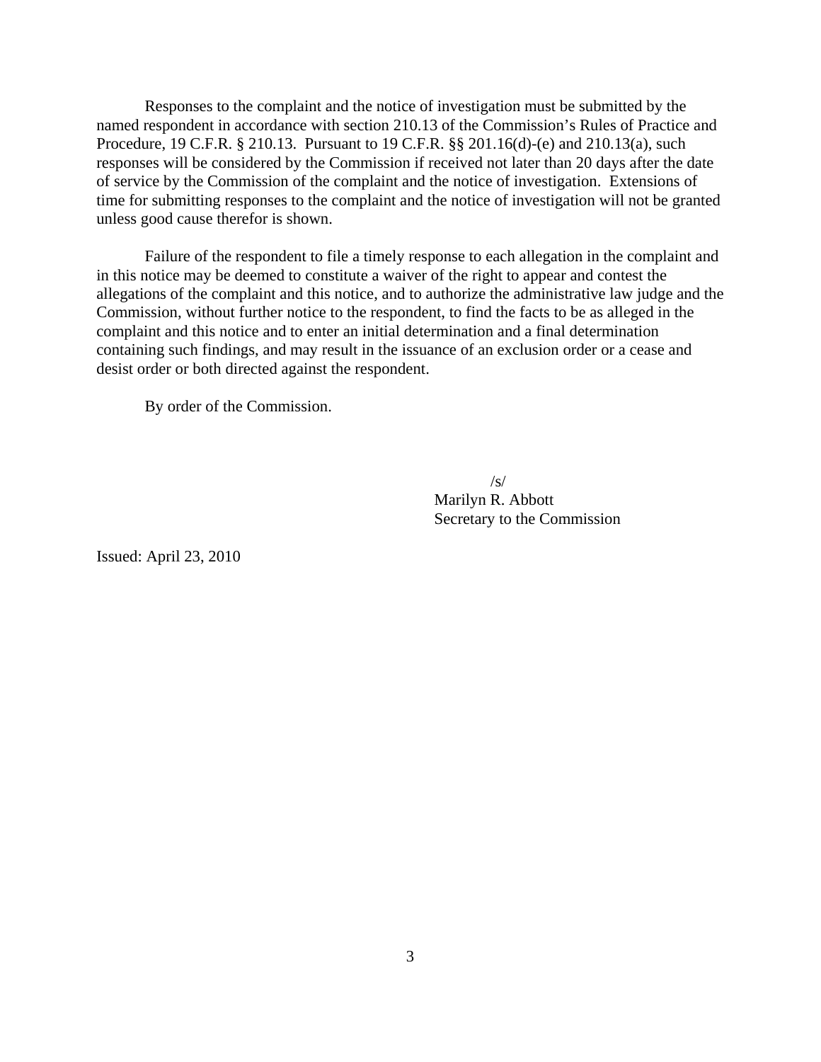Responses to the complaint and the notice of investigation must be submitted by the named respondent in accordance with section 210.13 of the Commission's Rules of Practice and Procedure, 19 C.F.R. § 210.13. Pursuant to 19 C.F.R. §§ 201.16(d)-(e) and 210.13(a), such responses will be considered by the Commission if received not later than 20 days after the date of service by the Commission of the complaint and the notice of investigation. Extensions of time for submitting responses to the complaint and the notice of investigation will not be granted unless good cause therefor is shown.

Failure of the respondent to file a timely response to each allegation in the complaint and in this notice may be deemed to constitute a waiver of the right to appear and contest the allegations of the complaint and this notice, and to authorize the administrative law judge and the Commission, without further notice to the respondent, to find the facts to be as alleged in the complaint and this notice and to enter an initial determination and a final determination containing such findings, and may result in the issuance of an exclusion order or a cease and desist order or both directed against the respondent.

By order of the Commission.

/s/
Marilyn R. Abbott
Secretary to the Commission

Issued: April 23, 2010